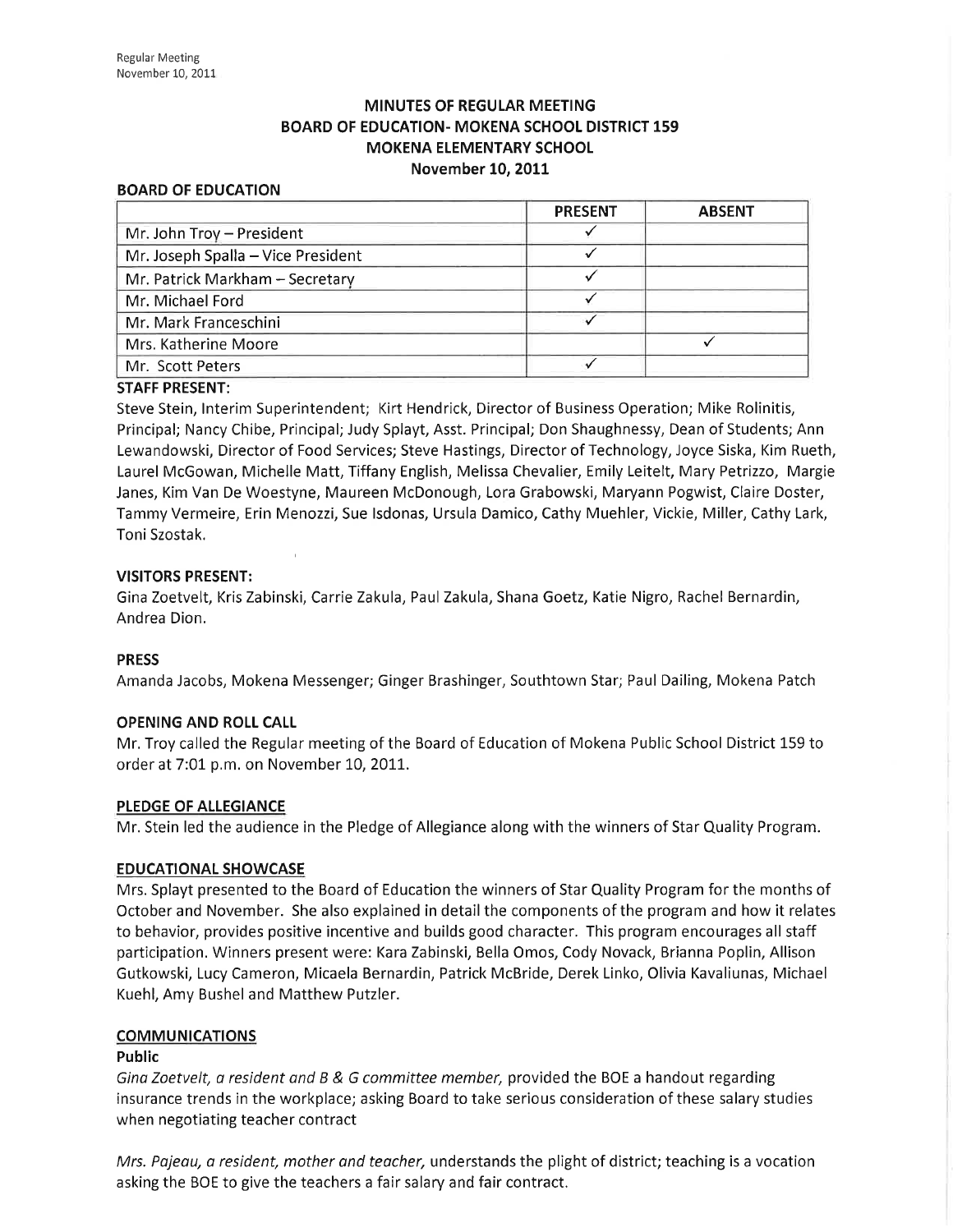# MINUTES OF REGULAR MEETING
# BOARD OF EDUCATION- MOKENA SCHOOL DISTRICT 159
# MOKENA ELEMENTARY SCHOOL
# November 10, 2011

## BOARD OF EDUCATION

| | PRESENT | ABSENT |
|---|---|---|
| Mr. John Troy – President | ✓ | |
| Mr. Joseph Spalla – Vice President | ✓ | |
| Mr. Patrick Markham – Secretary | ✓ | |
| Mr. Michael Ford | ✓ | |
| Mr. Mark Franceschini | ✓ | |
| Mrs. Katherine Moore | | ✓ |
| Mr. Scott Peters | ✓ | |

## STAFF PRESENT:

Steve Stein, Interim Superintendent; Kirt Hendrick, Director of Business Operation; Mike Rolinitis, Principal; Nancy Chibe, Principal; Judy Splayt, Asst. Principal; Don Shaughnessy, Dean of Students; Ann Lewandowski, Director of Food Services; Steve Hastings, Director of Technology, Joyce Siska, Kim Rueth, Laurel McGowan, Michelle Matt, Tiffany English, Melissa Chevalier, Emily Leitelt, Mary Petrizzo, Margie Janes, Kim Van De Woestyne, Maureen McDonough, Lora Grabowski, Maryann Pogwist, Claire Doster, Tammy Vermeire, Erin Menozzi, Sue Isdonas, Ursula Damico, Cathy Muehler, Vickie, Miller, Cathy Lark, Toni Szostak.

## VISITORS PRESENT:

Gina Zoetvelt, Kris Zabinski, Carrie Zakula, Paul Zakula, Shana Goetz, Katie Nigro, Rachel Bernardin, Andrea Dion.

## PRESS

Amanda Jacobs, Mokena Messenger; Ginger Brashinger, Southtown Star; Paul Dailing, Mokena Patch

## OPENING AND ROLL CALL

Mr. Troy called the Regular meeting of the Board of Education of Mokena Public School District 159 to order at 7:01 p.m. on November 10, 2011.

## PLEDGE OF ALLEGIANCE

Mr. Stein led the audience in the Pledge of Allegiance along with the winners of Star Quality Program.

## EDUCATIONAL SHOWCASE

Mrs. Splayt presented to the Board of Education the winners of Star Quality Program for the months of October and November. She also explained in detail the components of the program and how it relates to behavior, provides positive incentive and builds good character. This program encourages all staff participation. Winners present were: Kara Zabinski, Bella Omos, Cody Novack, Brianna Poplin, Allison Gutkowski, Lucy Cameron, Micaela Bernardin, Patrick McBride, Derek Linko, Olivia Kavaliunas, Michael Kuehl, Amy Bushel and Matthew Putzler.

## COMMUNICATIONS

### Public

*Gina Zoetvelt, a resident and B & G committee member,* provided the BOE a handout regarding insurance trends in the workplace; asking Board to take serious consideration of these salary studies when negotiating teacher contract

*Mrs. Pajeau, a resident, mother and teacher,* understands the plight of district; teaching is a vocation asking the BOE to give the teachers a fair salary and fair contract.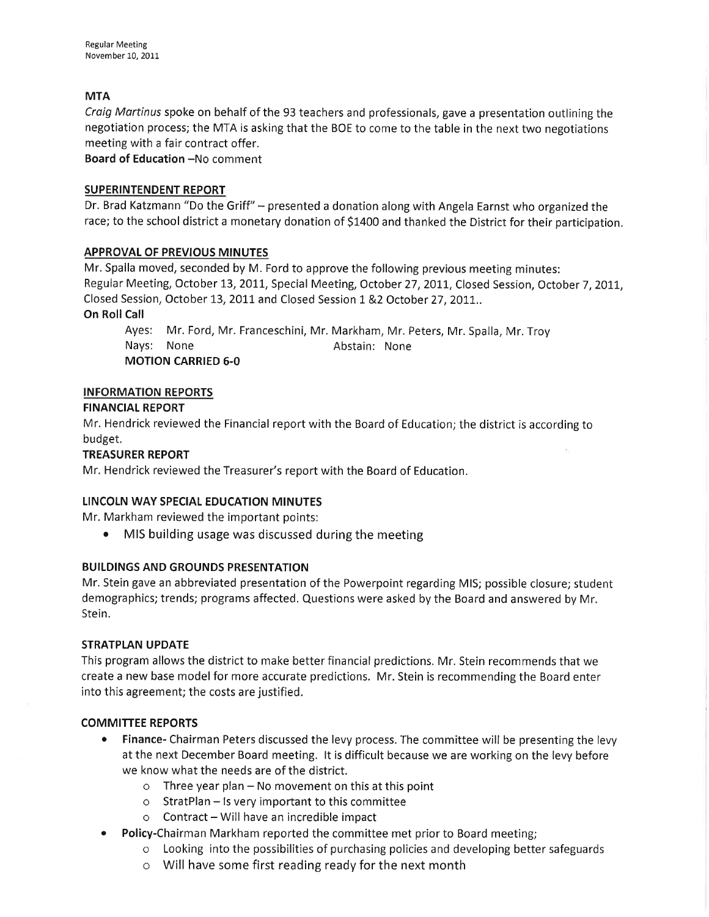**MTA**

*Craig Martinus* spoke on behalf of the 93 teachers and professionals, gave a presentation outlining the negotiation process; the MTA is asking that the BOE to come to the table in the next two negotiations meeting with a fair contract offer.

**Board of Education** –No comment

## SUPERINTENDENT REPORT

Dr. Brad Katzmann "Do the Griff" – presented a donation along with Angela Earnst who organized the race; to the school district a monetary donation of $1400 and thanked the District for their participation.

## APPROVAL OF PREVIOUS MINUTES

Mr. Spalla moved, seconded by M. Ford to approve the following previous meeting minutes:
Regular Meeting, October 13, 2011, Special Meeting, October 27, 2011, Closed Session, October 7, 2011, Closed Session, October 13, 2011 and Closed Session 1 &2 October 27, 2011..

**On Roll Call**

Ayes: Mr. Ford, Mr. Franceschini, Mr. Markham, Mr. Peters, Mr. Spalla, Mr. Troy
Nays: None    Abstain: None
**MOTION CARRIED 6-0**

## INFORMATION REPORTS

### FINANCIAL REPORT

Mr. Hendrick reviewed the Financial report with the Board of Education; the district is according to budget.

### TREASURER REPORT

Mr. Hendrick reviewed the Treasurer's report with the Board of Education.

### LINCOLN WAY SPECIAL EDUCATION MINUTES

Mr. Markham reviewed the important points:

- MIS building usage was discussed during the meeting

### BUILDINGS AND GROUNDS PRESENTATION

Mr. Stein gave an abbreviated presentation of the Powerpoint regarding MIS; possible closure; student demographics; trends; programs affected. Questions were asked by the Board and answered by Mr. Stein.

### STRATPLAN UPDATE

This program allows the district to make better financial predictions. Mr. Stein recommends that we create a new base model for more accurate predictions. Mr. Stein is recommending the Board enter into this agreement; the costs are justified.

### COMMITTEE REPORTS

- **Finance-** Chairman Peters discussed the levy process. The committee will be presenting the levy at the next December Board meeting. It is difficult because we are working on the levy before we know what the needs are of the district.
  - Three year plan – No movement on this at this point
  - StratPlan – Is very important to this committee
  - Contract – Will have an incredible impact
- **Policy-**Chairman Markham reported the committee met prior to Board meeting;
  - Looking into the possibilities of purchasing policies and developing better safeguards
  - Will have some first reading ready for the next month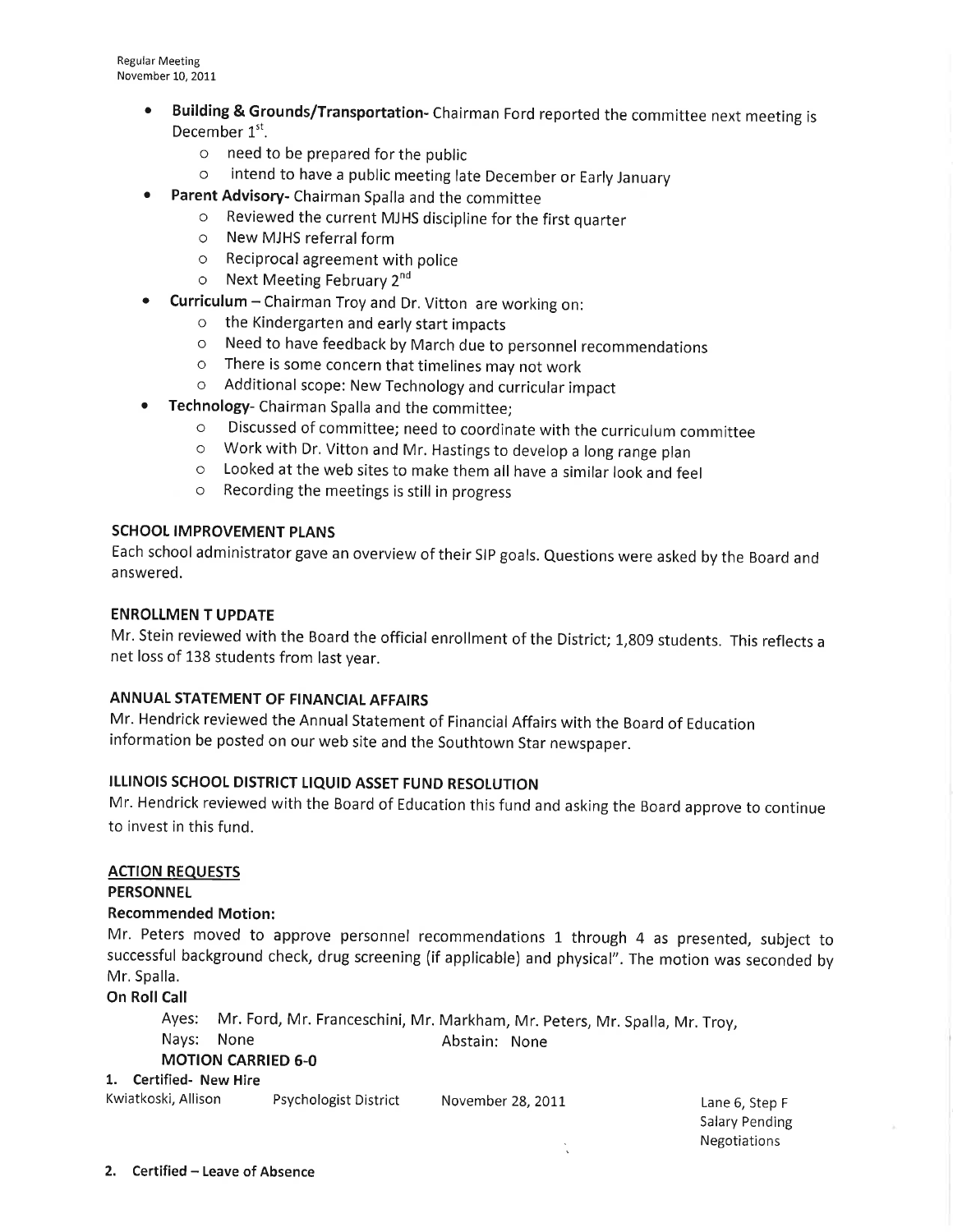- **Building & Grounds/Transportation-** Chairman Ford reported the committee next meeting is December 1st.
  - need to be prepared for the public
  - intend to have a public meeting late December or Early January
- **Parent Advisory-** Chairman Spalla and the committee
  - Reviewed the current MJHS discipline for the first quarter
  - New MJHS referral form
  - Reciprocal agreement with police
  - Next Meeting February 2nd
- **Curriculum** – Chairman Troy and Dr. Vitton are working on:
  - the Kindergarten and early start impacts
  - Need to have feedback by March due to personnel recommendations
  - There is some concern that timelines may not work
  - Additional scope: New Technology and curricular impact
- **Technology**- Chairman Spalla and the committee;
  - Discussed of committee; need to coordinate with the curriculum committee
  - Work with Dr. Vitton and Mr. Hastings to develop a long range plan
  - Looked at the web sites to make them all have a similar look and feel
  - Recording the meetings is still in progress

**SCHOOL IMPROVEMENT PLANS**

Each school administrator gave an overview of their SIP goals. Questions were asked by the Board and answered.

**ENROLLMEN T UPDATE**

Mr. Stein reviewed with the Board the official enrollment of the District; 1,809 students. This reflects a net loss of 138 students from last year.

**ANNUAL STATEMENT OF FINANCIAL AFFAIRS**

Mr. Hendrick reviewed the Annual Statement of Financial Affairs with the Board of Education information be posted on our web site and the Southtown Star newspaper.

**ILLINOIS SCHOOL DISTRICT LIQUID ASSET FUND RESOLUTION**

Mr. Hendrick reviewed with the Board of Education this fund and asking the Board approve to continue to invest in this fund.

**ACTION REQUESTS**

**PERSONNEL**

**Recommended Motion:**

Mr. Peters moved to approve personnel recommendations 1 through 4 as presented, subject to successful background check, drug screening (if applicable) and physical". The motion was seconded by Mr. Spalla.

**On Roll Call**

Ayes: Mr. Ford, Mr. Franceschini, Mr. Markham, Mr. Peters, Mr. Spalla, Mr. Troy,
Nays: None Abstain: None

**MOTION CARRIED 6-0**

**1. Certified- New Hire**

| | | | |
|---|---|---|---|
| Kwiatkoski, Allison | Psychologist District | November 28, 2011 | Lane 6, Step F Salary Pending Negotiations |

**2. Certified – Leave of Absence**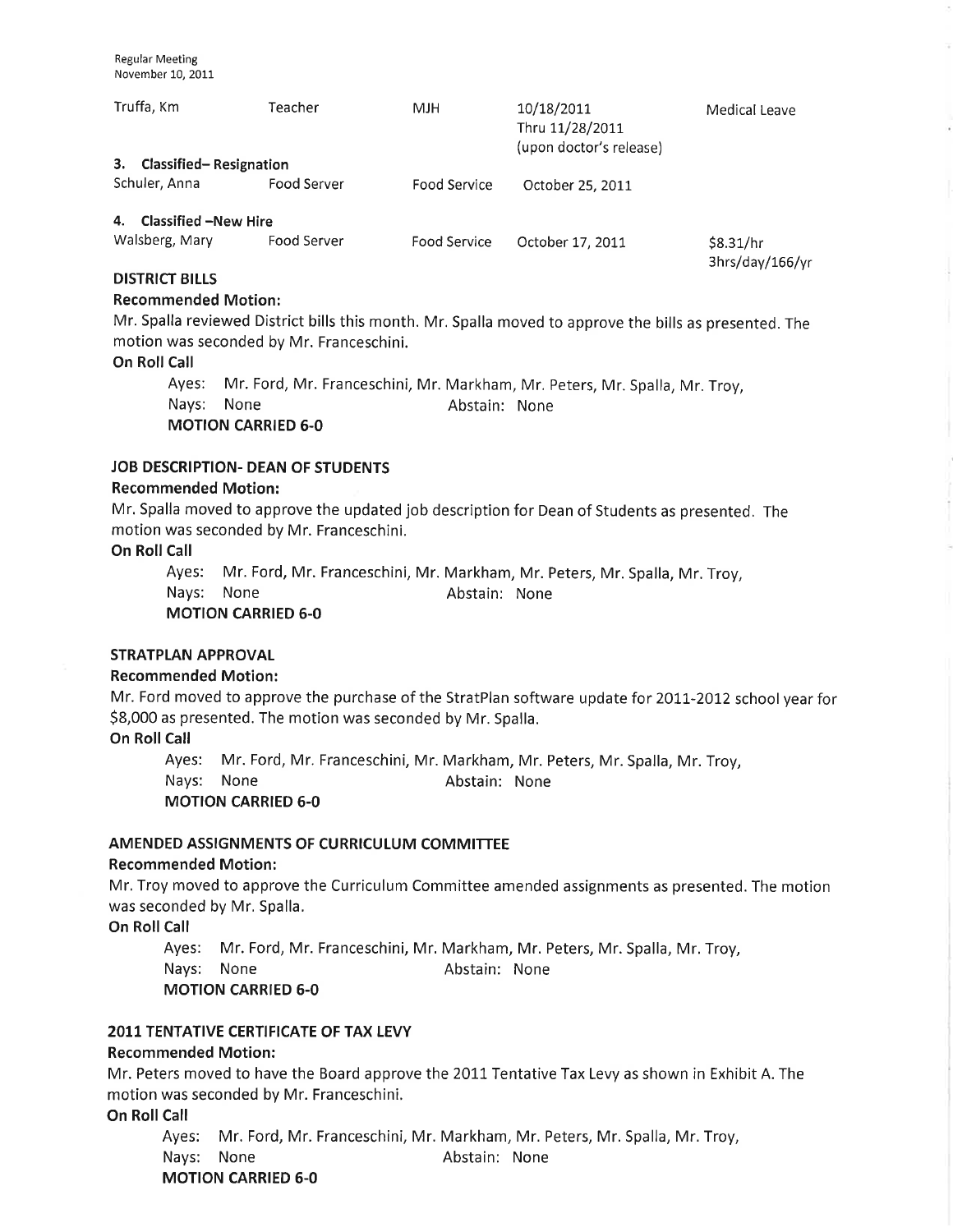| Truffa, Km | Teacher | MJH | 10/18/2011 Thru 11/28/2011 (upon doctor's release) | Medical Leave |
|---|---|---|---|---|

**3. Classified– Resignation**

| Schuler, Anna | Food Server | Food Service | October 25, 2011 | |
|---|---|---|---|---|

**4. Classified –New Hire**

| Walsberg, Mary | Food Server | Food Service | October 17, 2011 | $8.31/hr 3hrs/day/166/yr |
|---|---|---|---|---|

**DISTRICT BILLS**

**Recommended Motion:**

Mr. Spalla reviewed District bills this month. Mr. Spalla moved to approve the bills as presented. The motion was seconded by Mr. Franceschini.

**On Roll Call**

Ayes: Mr. Ford, Mr. Franceschini, Mr. Markham, Mr. Peters, Mr. Spalla, Mr. Troy,
Nays: None Abstain: None
**MOTION CARRIED 6-0**

**JOB DESCRIPTION- DEAN OF STUDENTS**

**Recommended Motion:**

Mr. Spalla moved to approve the updated job description for Dean of Students as presented. The motion was seconded by Mr. Franceschini.

**On Roll Call**

Ayes: Mr. Ford, Mr. Franceschini, Mr. Markham, Mr. Peters, Mr. Spalla, Mr. Troy,
Nays: None Abstain: None
**MOTION CARRIED 6-0**

**STRATPLAN APPROVAL**

**Recommended Motion:**

Mr. Ford moved to approve the purchase of the StratPlan software update for 2011-2012 school year for $8,000 as presented. The motion was seconded by Mr. Spalla.

**On Roll Call**

Ayes: Mr. Ford, Mr. Franceschini, Mr. Markham, Mr. Peters, Mr. Spalla, Mr. Troy,
Nays: None Abstain: None
**MOTION CARRIED 6-0**

**AMENDED ASSIGNMENTS OF CURRICULUM COMMITTEE**

**Recommended Motion:**

Mr. Troy moved to approve the Curriculum Committee amended assignments as presented. The motion was seconded by Mr. Spalla.

**On Roll Call**

Ayes: Mr. Ford, Mr. Franceschini, Mr. Markham, Mr. Peters, Mr. Spalla, Mr. Troy,
Nays: None Abstain: None
**MOTION CARRIED 6-0**

**2011 TENTATIVE CERTIFICATE OF TAX LEVY**

**Recommended Motion:**

Mr. Peters moved to have the Board approve the 2011 Tentative Tax Levy as shown in Exhibit A. The motion was seconded by Mr. Franceschini.

**On Roll Call**

Ayes: Mr. Ford, Mr. Franceschini, Mr. Markham, Mr. Peters, Mr. Spalla, Mr. Troy,
Nays: None Abstain: None
**MOTION CARRIED 6-0**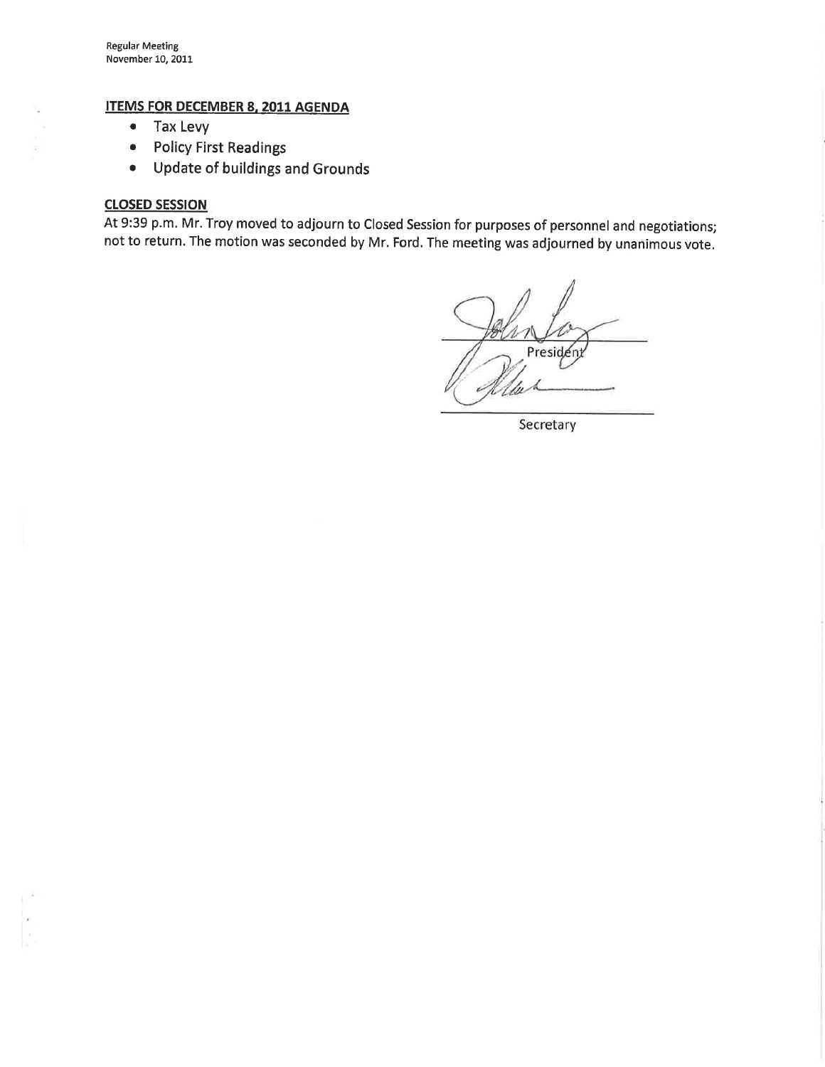**ITEMS FOR DECEMBER 8, 2011 AGENDA**

- Tax Levy
- Policy First Readings
- Update of buildings and Grounds

**CLOSED SESSION**

At 9:39 p.m. Mr. Troy moved to adjourn to Closed Session for purposes of personnel and negotiations; not to return. The motion was seconded by Mr. Ford. The meeting was adjourned by unanimous vote.

President

Secretary